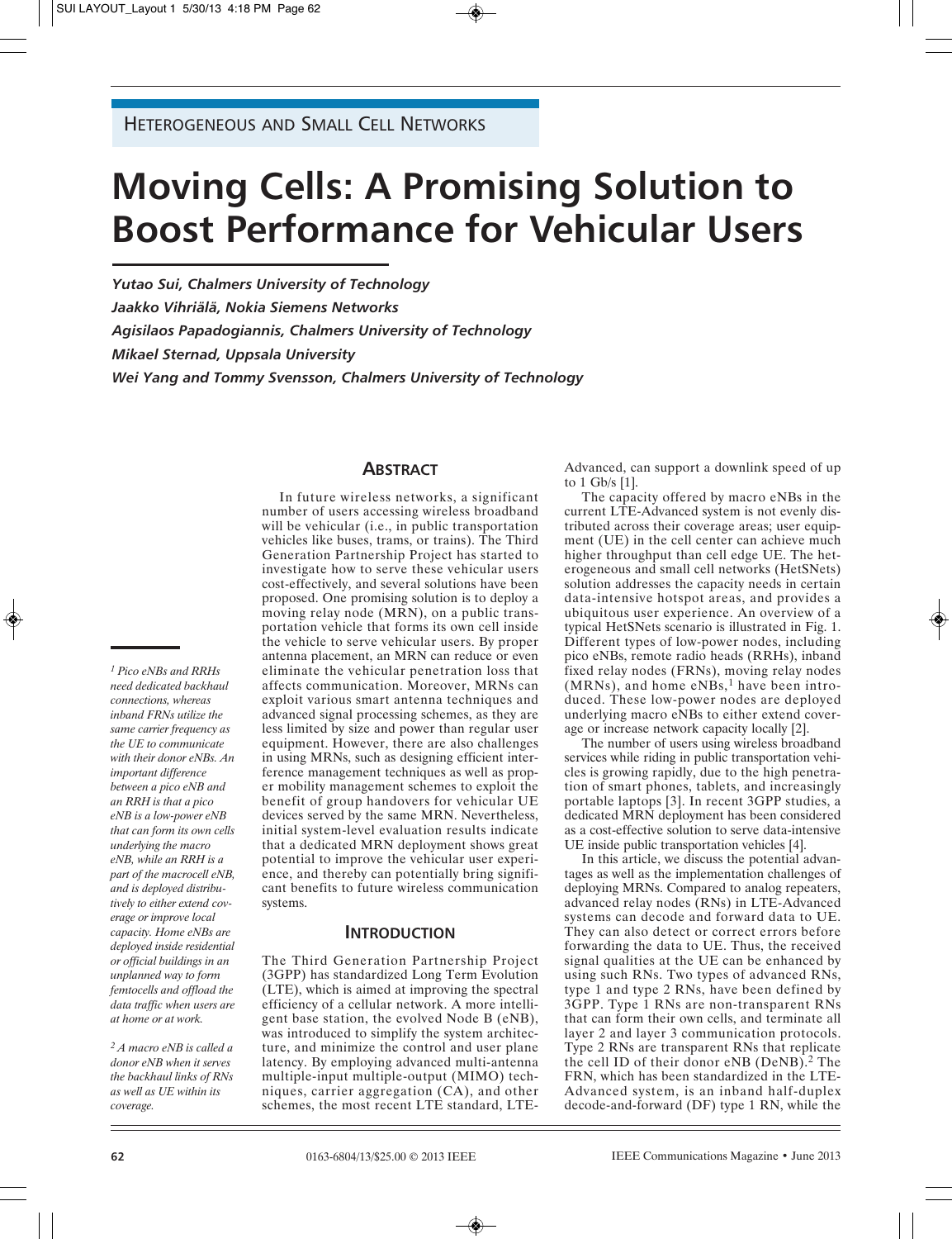Heterogeneous and Small Cell Networks

# Moving Cells: A Promising Solution to Boost Performance for Vehicular Users

*Yutao Sui, Chalmers University of Technology*
*Jaakko Vihriälä, Nokia Siemens Networks*
*Agisilaos Papadogiannis, Chalmers University of Technology*
*Mikael Sternad, Uppsala University*
*Wei Yang and Tommy Svensson, Chalmers University of Technology*

## Abstract

In future wireless networks, a significant number of users accessing wireless broadband will be vehicular (i.e., in public transportation vehicles like buses, trams, or trains). The Third Generation Partnership Project has started to investigate how to serve these vehicular users cost-effectively, and several solutions have been proposed. One promising solution is to deploy a moving relay node (MRN), on a public transportation vehicle that forms its own cell inside the vehicle to serve vehicular users. By proper antenna placement, an MRN can reduce or even eliminate the vehicular penetration loss that affects communication. Moreover, MRNs can exploit various smart antenna techniques and advanced signal processing schemes, as they are less limited by size and power than regular user equipment. However, there are also challenges in using MRNs, such as designing efficient interference management techniques as well as proper mobility management schemes to exploit the benefit of group handovers for vehicular UE devices served by the same MRN. Nevertheless, initial system-level evaluation results indicate that a dedicated MRN deployment shows great potential to improve the vehicular user experience, and thereby can potentially bring significant benefits to future wireless communication systems.

## Introduction

The Third Generation Partnership Project (3GPP) has standardized Long Term Evolution (LTE), which is aimed at improving the spectral efficiency of a cellular network. A more intelligent base station, the evolved Node B (eNB), was introduced to simplify the system architecture, and minimize the control and user plane latency. By employing advanced multi-antenna multiple-input multiple-output (MIMO) techniques, carrier aggregation (CA), and other schemes, the most recent LTE standard, LTE-Advanced, can support a downlink speed of up to 1 Gb/s [1].

The capacity offered by macro eNBs in the current LTE-Advanced system is not evenly distributed across their coverage areas; user equipment (UE) in the cell center can achieve much higher throughput than cell edge UE. The heterogeneous and small cell networks (HetSNets) solution addresses the capacity needs in certain data-intensive hotspot areas, and provides a ubiquitous user experience. An overview of a typical HetSNets scenario is illustrated in Fig. 1. Different types of low-power nodes, including pico eNBs, remote radio heads (RRHs), inband fixed relay nodes (FRNs), moving relay nodes (MRNs), and home eNBs,[1] have been introduced. These low-power nodes are deployed underlying macro eNBs to either extend coverage or increase network capacity locally [2].

The number of users using wireless broadband services while riding in public transportation vehicles is growing rapidly, due to the high penetration of smart phones, tablets, and increasingly portable laptops [3]. In recent 3GPP studies, a dedicated MRN deployment has been considered as a cost-effective solution to serve data-intensive UE inside public transportation vehicles [4].

In this article, we discuss the potential advantages as well as the implementation challenges of deploying MRNs. Compared to analog repeaters, advanced relay nodes (RNs) in LTE-Advanced systems can decode and forward data to UE. They can also detect or correct errors before forwarding the data to UE. Thus, the received signal qualities at the UE can be enhanced by using such RNs. Two types of advanced RNs, type 1 and type 2 RNs, have been defined by 3GPP. Type 1 RNs are non-transparent RNs that can form their own cells, and terminate all layer 2 and layer 3 communication protocols. Type 2 RNs are transparent RNs that replicate the cell ID of their donor eNB (DeNB).[2] The FRN, which has been standardized in the LTE-Advanced system, is an inband half-duplex decode-and-forward (DF) type 1 RN, while the

[1] *Pico eNBs and RRHs need dedicated backhaul connections, whereas inband FRNs utilize the same carrier frequency as the UE to communicate with their donor eNBs. An important difference between a pico eNB and an RRH is that a pico eNB is a low-power eNB that can form its own cells underlying the macro eNB, while an RRH is a part of the macrocell eNB, and is deployed distributively to either extend coverage or improve local capacity. Home eNBs are deployed inside residential or official buildings in an unplanned way to form femtocells and offload the data traffic when users are at home or at work.*

[2] *A macro eNB is called a donor eNB when it serves the backhaul links of RNs as well as UE within its coverage.*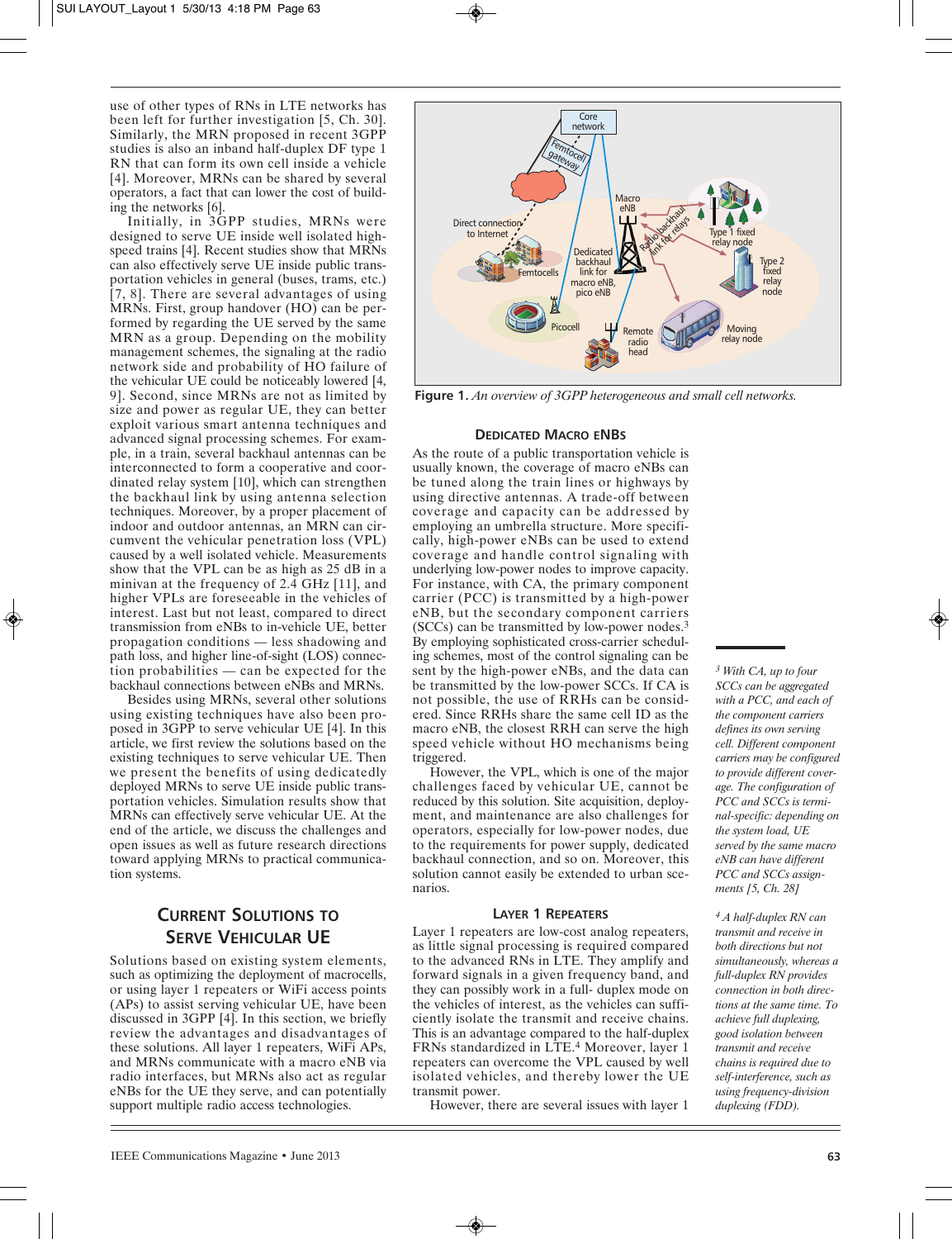use of other types of RNs in LTE networks has been left for further investigation [5, Ch. 30]. Similarly, the MRN proposed in recent 3GPP studies is also an inband half-duplex DF type 1 RN that can form its own cell inside a vehicle [4]. Moreover, MRNs can be shared by several operators, a fact that can lower the cost of building the networks [6].

Initially, in 3GPP studies, MRNs were designed to serve UE inside well isolated high-speed trains [4]. Recent studies show that MRNs can also effectively serve UE inside public transportation vehicles in general (buses, trams, etc.) [7, 8]. There are several advantages of using MRNs. First, group handover (HO) can be performed by regarding the UE served by the same MRN as a group. Depending on the mobility management schemes, the signaling at the radio network side and probability of HO failure of the vehicular UE could be noticeably lowered [4, 9]. Second, since MRNs are not as limited by size and power as regular UE, they can better exploit various smart antenna techniques and advanced signal processing schemes. For example, in a train, several backhaul antennas can be interconnected to form a cooperative and coordinated relay system [10], which can strengthen the backhaul link by using antenna selection techniques. Moreover, by a proper placement of indoor and outdoor antennas, an MRN can circumvent the vehicular penetration loss (VPL) caused by a well isolated vehicle. Measurements show that the VPL can be as high as 25 dB in a minivan at the frequency of 2.4 GHz [11], and higher VPLs are foreseeable in the vehicles of interest. Last but not least, compared to direct transmission from eNBs to in-vehicle UE, better propagation conditions — less shadowing and path loss, and higher line-of-sight (LOS) connection probabilities — can be expected for the backhaul connections between eNBs and MRNs.

Besides using MRNs, several other solutions using existing techniques have also been proposed in 3GPP to serve vehicular UE [4]. In this article, we first review the solutions based on the existing techniques to serve vehicular UE. Then we present the benefits of using dedicatedly deployed MRNs to serve UE inside public transportation vehicles. Simulation results show that MRNs can effectively serve vehicular UE. At the end of the article, we discuss the challenges and open issues as well as future research directions toward applying MRNs to practical communication systems.

## Current Solutions to Serve Vehicular UE

Solutions based on existing system elements, such as optimizing the deployment of macrocells, or using layer 1 repeaters or WiFi access points (APs) to assist serving vehicular UE, have been discussed in 3GPP [4]. In this section, we briefly review the advantages and disadvantages of these solutions. All layer 1 repeaters, WiFi APs, and MRNs communicate with a macro eNB via radio interfaces, but MRNs also act as regular eNBs for the UE they serve, and can potentially support multiple radio access technologies.

**Figure 1.** *An overview of 3GPP heterogeneous and small cell networks.*

### Dedicated Macro eNBs

As the route of a public transportation vehicle is usually known, the coverage of macro eNBs can be tuned along the train lines or highways by using directive antennas. A trade-off between coverage and capacity can be addressed by employing an umbrella structure. More specifically, high-power eNBs can be used to extend coverage and handle control signaling with underlying low-power nodes to improve capacity. For instance, with CA, the primary component carrier (PCC) is transmitted by a high-power eNB, but the secondary component carriers (SCCs) can be transmitted by low-power nodes.[3] By employing sophisticated cross-carrier scheduling schemes, most of the control signaling can be sent by the high-power eNBs, and the data can be transmitted by the low-power SCCs. If CA is not possible, the use of RRHs can be considered. Since RRHs share the same cell ID as the macro eNB, the closest RRH can serve the high speed vehicle without HO mechanisms being triggered.

However, the VPL, which is one of the major challenges faced by vehicular UE, cannot be reduced by this solution. Site acquisition, deployment, and maintenance are also challenges for operators, especially for low-power nodes, due to the requirements for power supply, dedicated backhaul connection, and so on. Moreover, this solution cannot easily be extended to urban scenarios.

### Layer 1 Repeaters

Layer 1 repeaters are low-cost analog repeaters, as little signal processing is required compared to the advanced RNs in LTE. They amplify and forward signals in a given frequency band, and they can possibly work in a full- duplex mode on the vehicles of interest, as the vehicles can sufficiently isolate the transmit and receive chains. This is an advantage compared to the half-duplex FRNs standardized in LTE.[4] Moreover, layer 1 repeaters can overcome the VPL caused by well isolated vehicles, and thereby lower the UE transmit power.

However, there are several issues with layer 1

---

[3] *With CA, up to four SCCs can be aggregated with a PCC, and each of the component carriers defines its own serving cell. Different component carriers may be configured to provide different coverage. The configuration of PCC and SCCs is terminal-specific: depending on the system load, UE served by the same macro eNB can have different PCC and SCCs assignments [5, Ch. 28]*

[4] *A half-duplex RN can transmit and receive in both directions but not simultaneously, whereas a full-duplex RN provides connection in both directions at the same time. To achieve full duplexing, good isolation between transmit and receive chains is required due to self-interference, such as using frequency-division duplexing (FDD).*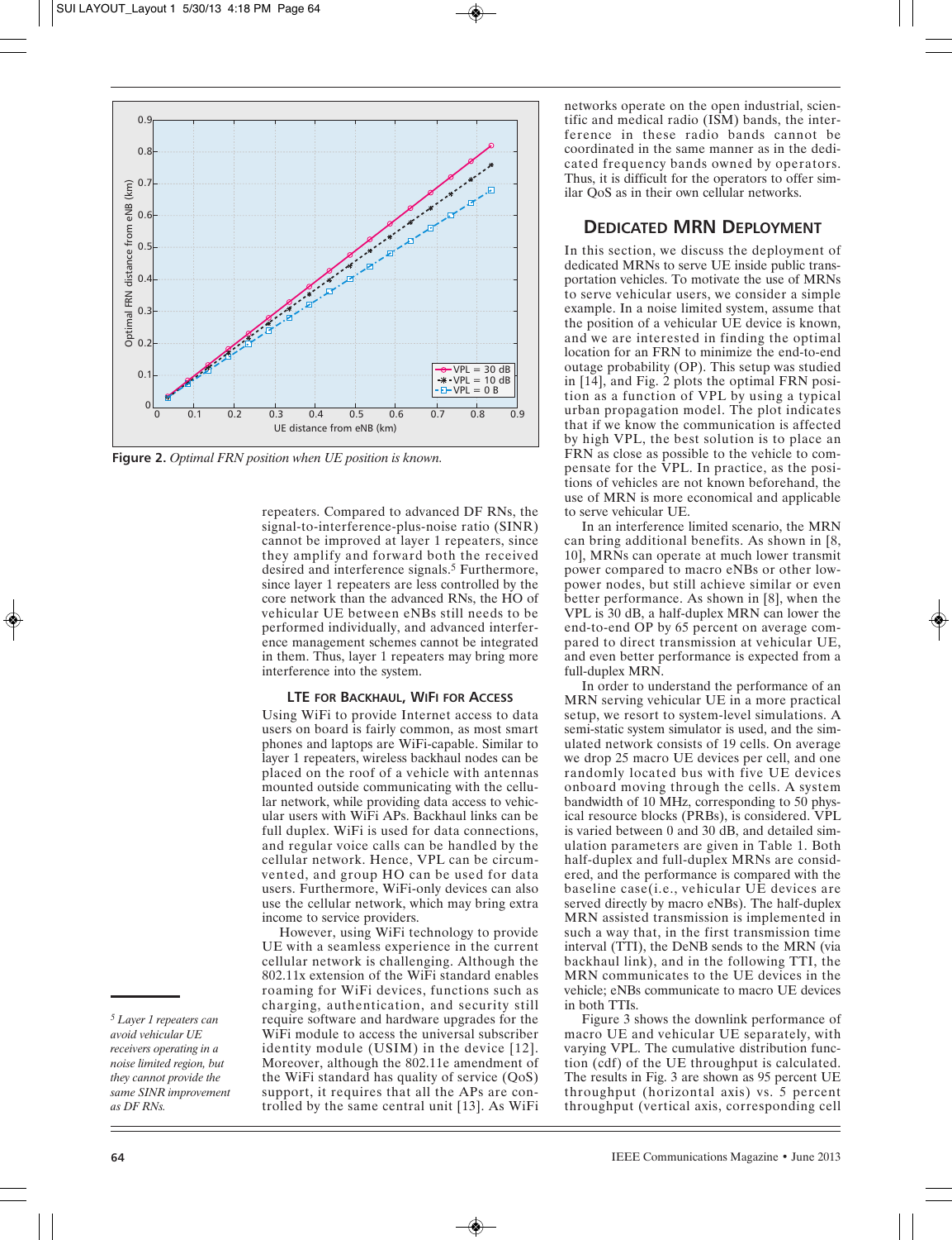Figure 2. *Optimal FRN position when UE position is known.*

repeaters. Compared to advanced DF RNs, the signal-to-interference-plus-noise ratio (SINR) cannot be improved at layer 1 repeaters, since they amplify and forward both the received desired and interference signals.[5] Furthermore, since layer 1 repeaters are less controlled by the core network than the advanced RNs, the HO of vehicular UE between eNBs still needs to be performed individually, and advanced interference management schemes cannot be integrated in them. Thus, layer 1 repeaters may bring more interference into the system.

[5] *Layer 1 repeaters can avoid vehicular UE receivers operating in a noise limited region, but they cannot provide the same SINR improvement as DF RNs.*

### LTE FOR BACKHAUL, WIFI FOR ACCESS

Using WiFi to provide Internet access to data users on board is fairly common, as most smart phones and laptops are WiFi-capable. Similar to layer 1 repeaters, wireless backhaul nodes can be placed on the roof of a vehicle with antennas mounted outside communicating with the cellular network, while providing data access to vehicular users with WiFi APs. Backhaul links can be full duplex. WiFi is used for data connections, and regular voice calls can be handled by the cellular network. Hence, VPL can be circumvented, and group HO can be used for data users. Furthermore, WiFi-only devices can also use the cellular network, which may bring extra income to service providers.

However, using WiFi technology to provide UE with a seamless experience in the current cellular network is challenging. Although the 802.11x extension of the WiFi standard enables roaming for WiFi devices, functions such as charging, authentication, and security still require software and hardware upgrades for the WiFi module to access the universal subscriber identity module (USIM) in the device [12]. Moreover, although the 802.11e amendment of the WiFi standard has quality of service (QoS) support, it requires that all the APs are controlled by the same central unit [13]. As WiFi networks operate on the open industrial, scientific and medical radio (ISM) bands, the interference in these radio bands cannot be coordinated in the same manner as in the dedicated frequency bands owned by operators. Thus, it is difficult for the operators to offer similar QoS as in their own cellular networks.

## DEDICATED MRN DEPLOYMENT

In this section, we discuss the deployment of dedicated MRNs to serve UE inside public transportation vehicles. To motivate the use of MRNs to serve vehicular users, we consider a simple example. In a noise limited system, assume that the position of a vehicular UE device is known, and we are interested in finding the optimal location for an FRN to minimize the end-to-end outage probability (OP). This setup was studied in [14], and Fig. 2 plots the optimal FRN position as a function of VPL by using a typical urban propagation model. The plot indicates that if we know the communication is affected by high VPL, the best solution is to place an FRN as close as possible to the vehicle to compensate for the VPL. In practice, as the positions of vehicles are not known beforehand, the use of MRN is more economical and applicable to serve vehicular UE.

In an interference limited scenario, the MRN can bring additional benefits. As shown in [8, 10], MRNs can operate at much lower transmit power compared to macro eNBs or other low-power nodes, but still achieve similar or even better performance. As shown in [8], when the VPL is 30 dB, a half-duplex MRN can lower the end-to-end OP by 65 percent on average compared to direct transmission at vehicular UE, and even better performance is expected from a full-duplex MRN.

In order to understand the performance of an MRN serving vehicular UE in a more practical setup, we resort to system-level simulations. A semi-static system simulator is used, and the simulated network consists of 19 cells. On average we drop 25 macro UE devices per cell, and one randomly located bus with five UE devices onboard moving through the cells. A system bandwidth of 10 MHz, corresponding to 50 physical resource blocks (PRBs), is considered. VPL is varied between 0 and 30 dB, and detailed simulation parameters are given in Table 1. Both half-duplex and full-duplex MRNs are considered, and the performance is compared with the baseline case(i.e., vehicular UE devices are served directly by macro eNBs). The half-duplex MRN assisted transmission is implemented in such a way that, in the first transmission time interval (TTI), the DeNB sends to the MRN (via backhaul link), and in the following TTI, the MRN communicates to the UE devices in the vehicle; eNBs communicate to macro UE devices in both TTIs.

Figure 3 shows the downlink performance of macro UE and vehicular UE separately, with varying VPL. The cumulative distribution function (cdf) of the UE throughput is calculated. The results in Fig. 3 are shown as 95 percent UE throughput (horizontal axis) vs. 5 percent throughput (vertical axis, corresponding cell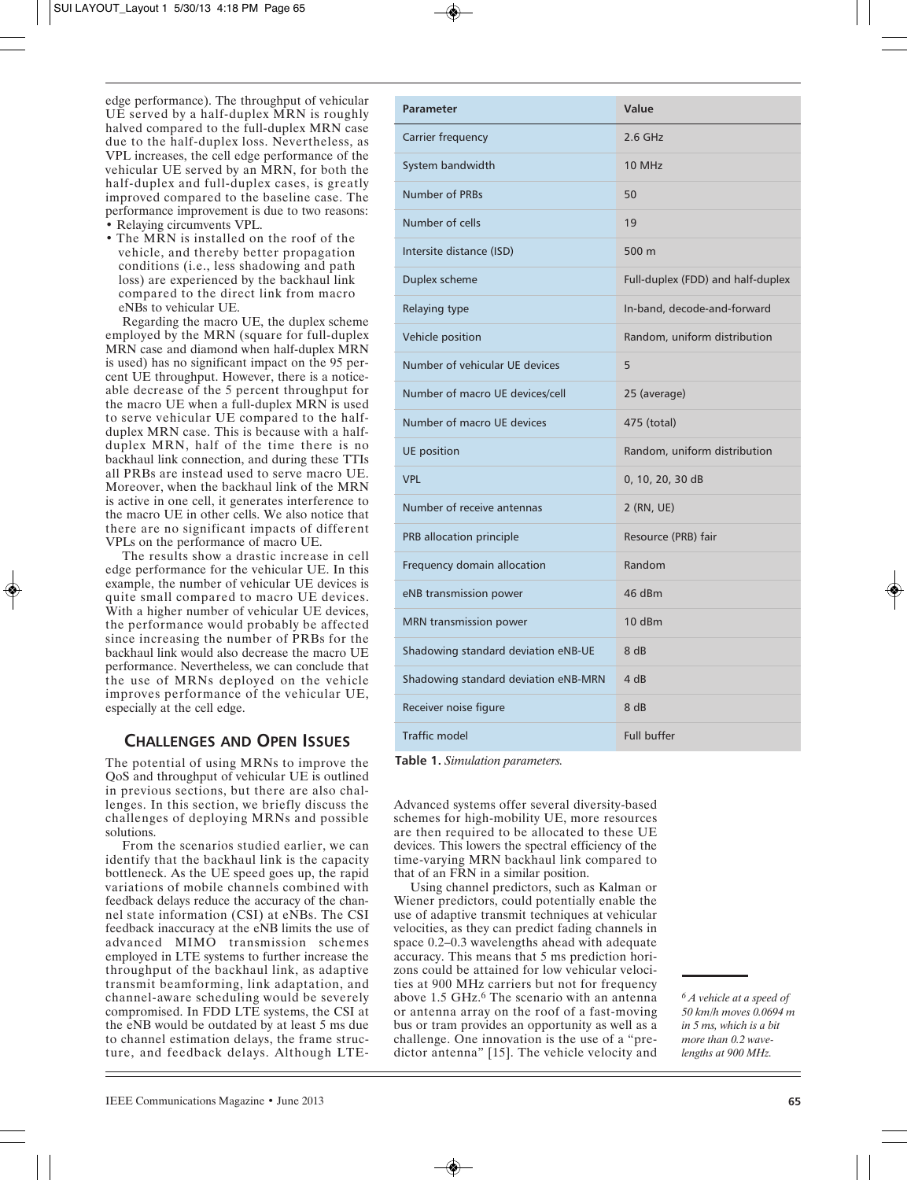edge performance). The throughput of vehicular UE served by a half-duplex MRN is roughly halved compared to the full-duplex MRN case due to the half-duplex loss. Nevertheless, as VPL increases, the cell edge performance of the vehicular UE served by an MRN, for both the half-duplex and full-duplex cases, is greatly improved compared to the baseline case. The performance improvement is due to two reasons:

- Relaying circumvents VPL.
- The MRN is installed on the roof of the vehicle, and thereby better propagation conditions (i.e., less shadowing and path loss) are experienced by the backhaul link compared to the direct link from macro eNBs to vehicular UE.

Regarding the macro UE, the duplex scheme employed by the MRN (square for full-duplex MRN case and diamond when half-duplex MRN is used) has no significant impact on the 95 percent UE throughput. However, there is a noticeable decrease of the 5 percent throughput for the macro UE when a full-duplex MRN is used to serve vehicular UE compared to the half-duplex MRN case. This is because with a half-duplex MRN, half of the time there is no backhaul link connection, and during these TTIs all PRBs are instead used to serve macro UE. Moreover, when the backhaul link of the MRN is active in one cell, it generates interference to the macro UE in other cells. We also notice that there are no significant impacts of different VPLs on the performance of macro UE.

The results show a drastic increase in cell edge performance for the vehicular UE. In this example, the number of vehicular UE devices is quite small compared to macro UE devices. With a higher number of vehicular UE devices, the performance would probably be affected since increasing the number of PRBs for the backhaul link would also decrease the macro UE performance. Nevertheless, we can conclude that the use of MRNs deployed on the vehicle improves performance of the vehicular UE, especially at the cell edge.

| Parameter | Value |
|---|---|
| Carrier frequency | 2.6 GHz |
| System bandwidth | 10 MHz |
| Number of PRBs | 50 |
| Number of cells | 19 |
| Intersite distance (ISD) | 500 m |
| Duplex scheme | Full-duplex (FDD) and half-duplex |
| Relaying type | In-band, decode-and-forward |
| Vehicle position | Random, uniform distribution |
| Number of vehicular UE devices | 5 |
| Number of macro UE devices/cell | 25 (average) |
| Number of macro UE devices | 475 (total) |
| UE position | Random, uniform distribution |
| VPL | 0, 10, 20, 30 dB |
| Number of receive antennas | 2 (RN, UE) |
| PRB allocation principle | Resource (PRB) fair |
| Frequency domain allocation | Random |
| eNB transmission power | 46 dBm |
| MRN transmission power | 10 dBm |
| Shadowing standard deviation eNB-UE | 8 dB |
| Shadowing standard deviation eNB-MRN | 4 dB |
| Receiver noise figure | 8 dB |
| Traffic model | Full buffer |

**Table 1.** *Simulation parameters.*

## CHALLENGES AND OPEN ISSUES

The potential of using MRNs to improve the QoS and throughput of vehicular UE is outlined in previous sections, but there are also challenges. In this section, we briefly discuss the challenges of deploying MRNs and possible solutions.

From the scenarios studied earlier, we can identify that the backhaul link is the capacity bottleneck. As the UE speed goes up, the rapid variations of mobile channels combined with feedback delays reduce the accuracy of the channel state information (CSI) at eNBs. The CSI feedback inaccuracy at the eNB limits the use of advanced MIMO transmission schemes employed in LTE systems to further increase the throughput of the backhaul link, as adaptive transmit beamforming, link adaptation, and channel-aware scheduling would be severely compromised. In FDD LTE systems, the CSI at the eNB would be outdated by at least 5 ms due to channel estimation delays, the frame structure, and feedback delays. Although LTE-Advanced systems offer several diversity-based schemes for high-mobility UE, more resources are then required to be allocated to these UE devices. This lowers the spectral efficiency of the time-varying MRN backhaul link compared to that of an FRN in a similar position.

Using channel predictors, such as Kalman or Wiener predictors, could potentially enable the use of adaptive transmit techniques at vehicular velocities, as they can predict fading channels in space 0.2–0.3 wavelengths ahead with adequate accuracy. This means that 5 ms prediction horizons could be attained for low vehicular velocities at 900 MHz carriers but not for frequency above 1.5 GHz.[6] The scenario with an antenna or antenna array on the roof of a fast-moving bus or tram provides an opportunity as well as a challenge. One innovation is the use of a "predictor antenna" [15]. The vehicle velocity and

[6] *A vehicle at a speed of 50 km/h moves 0.0694 m in 5 ms, which is a bit more than 0.2 wavelengths at 900 MHz.*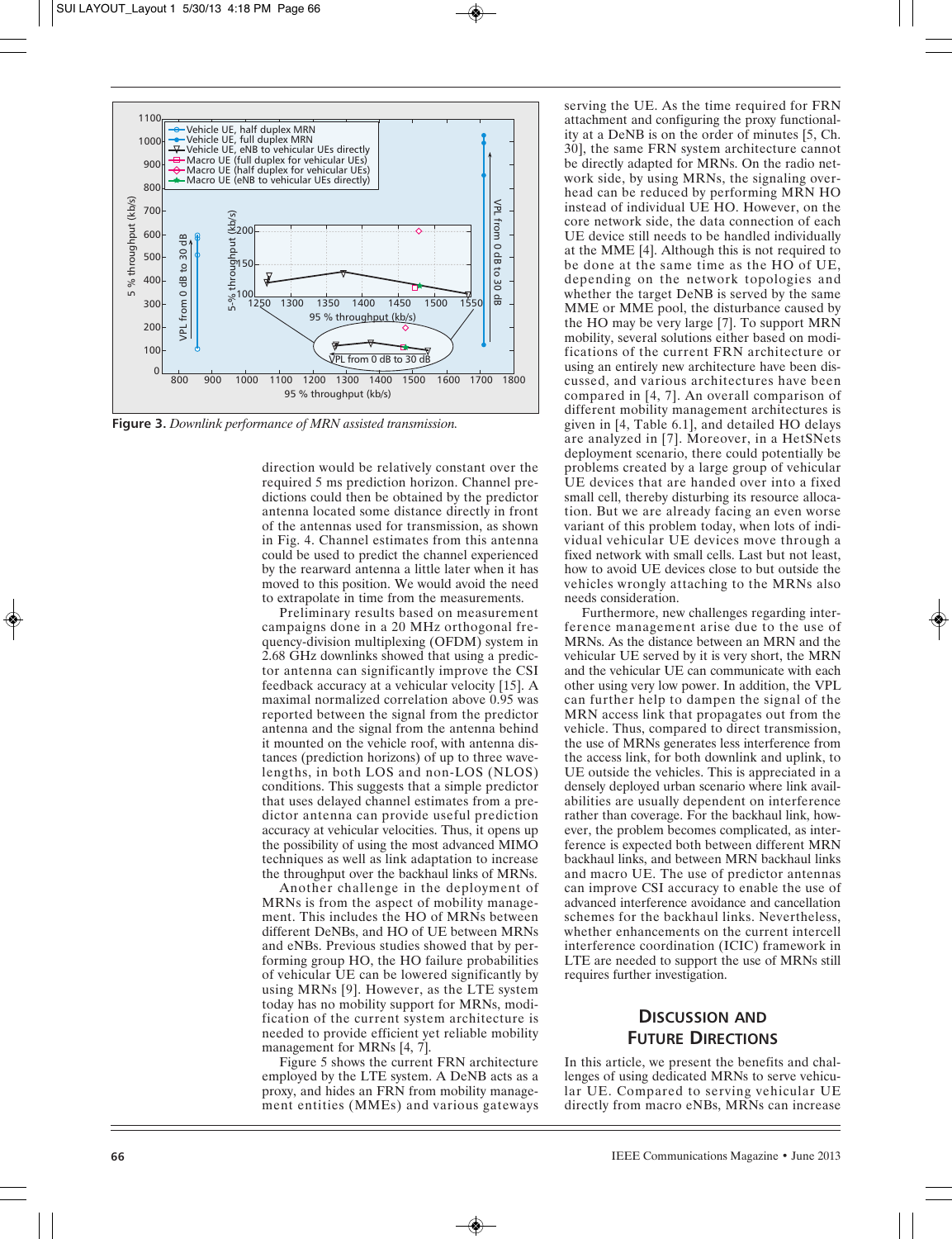1100
1000
900
800
700
600
500
400
300
200
100
0

5 % throughput (kb/s)

Vehicle UE, half duplex MRN
Vehicle UE, full duplex MRN
Vehicle UE, eNB to vehicular UEs directly
Macro UE (full duplex for vehicular UEs)
Macro UE (half duplex for vehicular UEs)
Macro UE (eNB to vehicular UEs directly)

VPL from 0 dB to 30 dB

5-% throughput (kb/s)
200
150
100
1250 1300 1350 1400 1450 1500 1550
95 % throughput (kb/s)

VPL from 0 dB to 30 dB

VPL from 0 dB to 30 dB

800 900 1000 1100 1200 1300 1400 1500 1600 1700 1800
95 % throughput (kb/s)

**Figure 3.** *Downlink performance of MRN assisted transmission.*

direction would be relatively constant over the required 5 ms prediction horizon. Channel predictions could then be obtained by the predictor antenna located some distance directly in front of the antennas used for transmission, as shown in Fig. 4. Channel estimates from this antenna could be used to predict the channel experienced by the rearward antenna a little later when it has moved to this position. We would avoid the need to extrapolate in time from the measurements.

Preliminary results based on measurement campaigns done in a 20 MHz orthogonal frequency-division multiplexing (OFDM) system in 2.68 GHz downlinks showed that using a predictor antenna can significantly improve the CSI feedback accuracy at a vehicular velocity [15]. A maximal normalized correlation above 0.95 was reported between the signal from the predictor antenna and the signal from the antenna behind it mounted on the vehicle roof, with antenna distances (prediction horizons) of up to three wavelengths, in both LOS and non-LOS (NLOS) conditions. This suggests that a simple predictor that uses delayed channel estimates from a predictor antenna can provide useful prediction accuracy at vehicular velocities. Thus, it opens up the possibility of using the most advanced MIMO techniques as well as link adaptation to increase the throughput over the backhaul links of MRNs.

Another challenge in the deployment of MRNs is from the aspect of mobility management. This includes the HO of MRNs between different DeNBs, and HO of UE between MRNs and eNBs. Previous studies showed that by performing group HO, the HO failure probabilities of vehicular UE can be lowered significantly by using MRNs [9]. However, as the LTE system today has no mobility support for MRNs, modification of the current system architecture is needed to provide efficient yet reliable mobility management for MRNs [4, 7].

Figure 5 shows the current FRN architecture employed by the LTE system. A DeNB acts as a proxy, and hides an FRN from mobility management entities (MMEs) and various gateways serving the UE. As the time required for FRN attachment and configuring the proxy functionality at a DeNB is on the order of minutes [5, Ch. 30], the same FRN system architecture cannot be directly adapted for MRNs. On the radio network side, by using MRNs, the signaling overhead can be reduced by performing MRN HO instead of individual UE HO. However, on the core network side, the data connection of each UE device still needs to be handled individually at the MME [4]. Although this is not required to be done at the same time as the HO of UE, depending on the network topologies and whether the target DeNB is served by the same MME or MME pool, the disturbance caused by the HO may be very large [7]. To support MRN mobility, several solutions either based on modifications of the current FRN architecture or using an entirely new architecture have been discussed, and various architectures have been compared in [4, 7]. An overall comparison of different mobility management architectures is given in [4, Table 6.1], and detailed HO delays are analyzed in [7]. Moreover, in a HetSNets deployment scenario, there could potentially be problems created by a large group of vehicular UE devices that are handed over into a fixed small cell, thereby disturbing its resource allocation. But we are already facing an even worse variant of this problem today, when lots of individual vehicular UE devices move through a fixed network with small cells. Last but not least, how to avoid UE devices close to but outside the vehicles wrongly attaching to the MRNs also needs consideration.

Furthermore, new challenges regarding interference management arise due to the use of MRNs. As the distance between an MRN and the vehicular UE served by it is very short, the MRN and the vehicular UE can communicate with each other using very low power. In addition, the VPL can further help to dampen the signal of the MRN access link that propagates out from the vehicle. Thus, compared to direct transmission, the use of MRNs generates less interference from the access link, for both downlink and uplink, to UE outside the vehicles. This is appreciated in a densely deployed urban scenario where link availabilities are usually dependent on interference rather than coverage. For the backhaul link, however, the problem becomes complicated, as interference is expected both between different MRN backhaul links, and between MRN backhaul links and macro UE. The use of predictor antennas can improve CSI accuracy to enable the use of advanced interference avoidance and cancellation schemes for the backhaul links. Nevertheless, whether enhancements on the current intercell interference coordination (ICIC) framework in LTE are needed to support the use of MRNs still requires further investigation.

## Discussion and Future Directions

In this article, we present the benefits and challenges of using dedicated MRNs to serve vehicular UE. Compared to serving vehicular UE directly from macro eNBs, MRNs can increase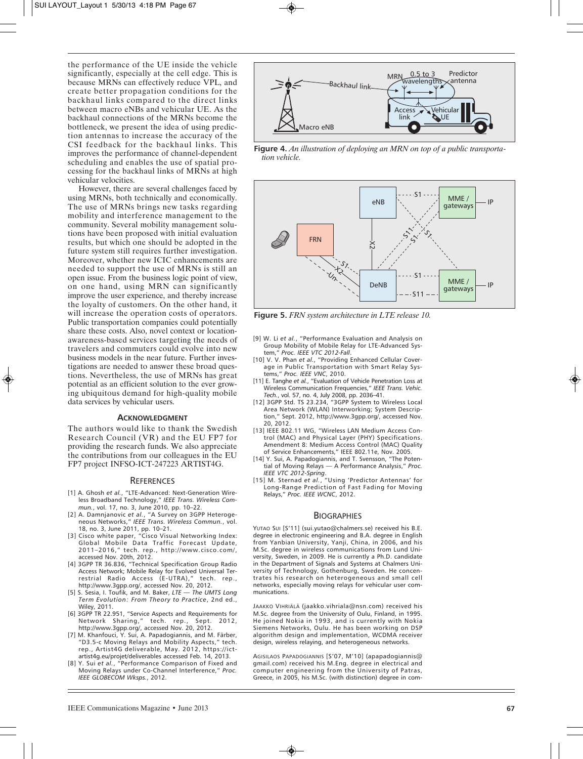the performance of the UE inside the vehicle significantly, especially at the cell edge. This is because MRNs can effectively reduce VPL, and create better propagation conditions for the backhaul links compared to the direct links between macro eNBs and vehicular UE. As the backhaul connections of the MRNs become the bottleneck, we present the idea of using prediction antennas to increase the accuracy of the CSI feedback for the backhaul links. This improves the performance of channel-dependent scheduling and enables the use of spatial processing for the backhaul links of MRNs at high vehicular velocities.

However, there are several challenges faced by using MRNs, both technically and economically. The use of MRNs brings new tasks regarding mobility and interference management to the community. Several mobility management solutions have been proposed with initial evaluation results, but which one should be adopted in the future system still requires further investigation. Moreover, whether new ICIC enhancements are needed to support the use of MRNs is still an open issue. From the business logic point of view, on one hand, using MRN can significantly improve the user experience, and thereby increase the loyalty of customers. On the other hand, it will increase the operation costs of operators. Public transportation companies could potentially share these costs. Also, novel context or location-awareness-based services targeting the needs of travelers and commuters could evolve into new business models in the near future. Further investigations are needed to answer these broad questions. Nevertheless, the use of MRNs has great potential as an efficient solution to the ever growing ubiquitous demand for high-quality mobile data services by vehicular users.

## Acknowledgment

The authors would like to thank the Swedish Research Council (VR) and the EU FP7 for providing the research funds. We also appreciate the contributions from our colleagues in the EU FP7 project INFSO-ICT-247223 ARTIST4G.

## References

[1] A. Ghosh *et al.*, "LTE-Advanced: Next-Generation Wireless Broadband Technology," *IEEE Trans. Wireless Commun.*, vol. 17, no. 3, June 2010, pp. 10–22.

[2] A. Damnjanovic *et al.*, "A Survey on 3GPP Heterogeneous Networks," *IEEE Trans. Wireless Commun.*, vol. 18, no. 3, June 2011, pp. 10–21.

[3] Cisco white paper, "Cisco Visual Networking Index: Global Mobile Data Traffic Forecast Update, 2011–2016," tech. rep., http://www.cisco.com/, accessed Nov. 20th, 2012.

[4] 3GPP TR 36.836, "Technical Specification Group Radio Access Network; Mobile Relay for Evolved Universal Terrestrial Radio Access (E-UTRA)," tech. rep., http://www.3gpp.org/, accessed Nov. 20, 2012.

[5] S. Sesia, I. Toufik, and M. Baker, *LTE — The UMTS Long Term Evolution: From Theory to Practice*, 2nd ed., Wiley, 2011.

[6] 3GPP TR 22.951, "Service Aspects and Requirements for Network Sharing," tech. rep., Sept. 2012, http://www.3gpp.org/, accessed Nov. 20, 2012.

[7] M. Khanfouci, Y. Sui, A. Papadogiannis, and M. Färber, "D3.5-c Moving Relays and Mobility Aspects," tech. rep., Artist4G deliverable, May. 2012, https://ict-artist4g.eu/projet/deliverables accessed Feb. 14, 2013.

[8] Y. Sui *et al.*, "Performance Comparison of Fixed and Moving Relays under Co-Channel Interference," *Proc. IEEE GLOBECOM Wksps.*, 2012.

Figure 4. *An illustration of deploying an MRN on top of a public transportation vehicle.*

Figure 5. *FRN system architecture in LTE release 10.*

[9] W. Li *et al.*, "Performance Evaluation and Analysis on Group Mobility of Mobile Relay for LTE-Advanced System," *Proc. IEEE VTC 2012-Fall*.

[10] V. V. Phan *et al.*, "Providing Enhanced Cellular Coverage in Public Transportation with Smart Relay Systems," *Proc. IEEE VNC*, 2010.

[11] E. Tanghe *et al.*, "Evaluation of Vehicle Penetration Loss at Wireless Communication Frequencies," *IEEE Trans. Vehic. Tech.*, vol. 57, no. 4, July 2008, pp. 2036–41.

[12] 3GPP Std. TS 23.234, "3GPP System to Wireless Local Area Network (WLAN) Interworking; System Description," Sept. 2012, http://www.3gpp.org/, accessed Nov. 20, 2012.

[13] IEEE 802.11 WG, "Wireless LAN Medium Access Control (MAC) and Physical Layer (PHY) Specifications. Amendment 8: Medium Access Control (MAC) Quality of Service Enhancements," IEEE 802.11e, Nov. 2005.

[14] Y. Sui, A. Papadogiannis, and T. Svensson, "The Potential of Moving Relays — A Performance Analysis," *Proc. IEEE VTC 2012-Spring*.

[15] M. Sternad *et al.*, "Using 'Predictor Antennas' for Long-Range Prediction of Fast Fading for Moving Relays," *Proc. IEEE WCNC*, 2012.

## Biographies

Yutao Sui [S'11] (sui.yutao@chalmers.se) received his B.E. degree in electronic engineering and B.A. degree in English from Yanbian University, Yanji, China, in 2006, and his M.Sc. degree in wireless communications from Lund University, Sweden, in 2009. He is currently a Ph.D. candidate in the Department of Signals and Systems at Chalmers University of Technology, Gothenburg, Sweden. He concentrates his research on heterogeneous and small cell networks, especially moving relays for vehicular user communications.

Jaakko Vihriälä (jaakko.vihriala@nsn.com) received his M.Sc. degree from the University of Oulu, Finland, in 1995. He joined Nokia in 1993, and is currently with Nokia Siemens Networks, Oulu. He has been working on DSP algorithm design and implementation, WCDMA receiver design, wireless relaying, and heterogeneous networks.

Agisilaos Papadogiannis [S'07, M'10] (apapadogiannis@gmail.com) received his M.Eng. degree in electrical and computer engineering from the University of Patras, Greece, in 2005, his M.Sc. (with distinction) degree in com-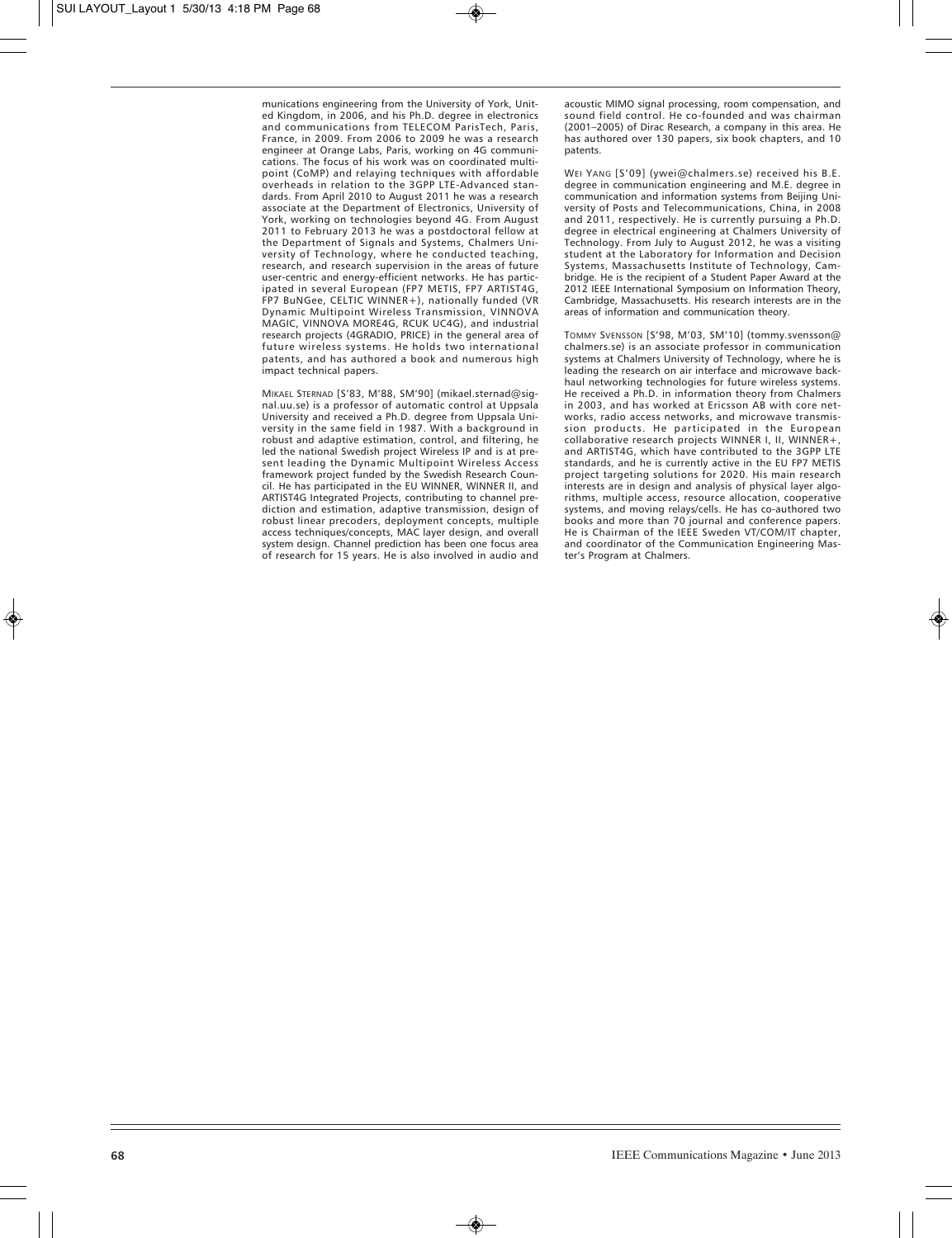munications engineering from the University of York, United Kingdom, in 2006, and his Ph.D. degree in electronics and communications from TELECOM ParisTech, Paris, France, in 2009. From 2006 to 2009 he was a research engineer at Orange Labs, Paris, working on 4G communications. The focus of his work was on coordinated multipoint (CoMP) and relaying techniques with affordable overheads in relation to the 3GPP LTE-Advanced standards. From April 2010 to August 2011 he was a research associate at the Department of Electronics, University of York, working on technologies beyond 4G. From August 2011 to February 2013 he was a postdoctoral fellow at the Department of Signals and Systems, Chalmers University of Technology, where he conducted teaching, research, and research supervision in the areas of future user-centric and energy-efficient networks. He has participated in several European (FP7 METIS, FP7 ARTIST4G, FP7 BuNGee, CELTIC WINNER+), nationally funded (VR Dynamic Multipoint Wireless Transmission, VINNOVA MAGIC, VINNOVA MORE4G, RCUK UC4G), and industrial research projects (4GRADIO, PRICE) in the general area of future wireless systems. He holds two international patents, and has authored a book and numerous high impact technical papers.

MIKAEL STERNAD [S'83, M'88, SM'90] (mikael.sternad@signal.uu.se) is a professor of automatic control at Uppsala University and received a Ph.D. degree from Uppsala University in the same field in 1987. With a background in robust and adaptive estimation, control, and filtering, he led the national Swedish project Wireless IP and is at present leading the Dynamic Multipoint Wireless Access framework project funded by the Swedish Research Council. He has participated in the EU WINNER, WINNER II, and ARTIST4G Integrated Projects, contributing to channel prediction and estimation, adaptive transmission, design of robust linear precoders, deployment concepts, multiple access techniques/concepts, MAC layer design, and overall system design. Channel prediction has been one focus area of research for 15 years. He is also involved in audio and acoustic MIMO signal processing, room compensation, and sound field control. He co-founded and was chairman (2001–2005) of Dirac Research, a company in this area. He has authored over 130 papers, six book chapters, and 10 patents.

WEI YANG [S'09] (ywei@chalmers.se) received his B.E. degree in communication engineering and M.E. degree in communication and information systems from Beijing University of Posts and Telecommunications, China, in 2008 and 2011, respectively. He is currently pursuing a Ph.D. degree in electrical engineering at Chalmers University of Technology. From July to August 2012, he was a visiting student at the Laboratory for Information and Decision Systems, Massachusetts Institute of Technology, Cambridge. He is the recipient of a Student Paper Award at the 2012 IEEE International Symposium on Information Theory, Cambridge, Massachusetts. His research interests are in the areas of information and communication theory.

TOMMY SVENSSON [S'98, M'03, SM'10] (tommy.svensson@chalmers.se) is an associate professor in communication systems at Chalmers University of Technology, where he is leading the research on air interface and microwave backhaul networking technologies for future wireless systems. He received a Ph.D. in information theory from Chalmers in 2003, and has worked at Ericsson AB with core networks, radio access networks, and microwave transmission products. He participated in the European collaborative research projects WINNER I, II, WINNER+, and ARTIST4G, which have contributed to the 3GPP LTE standards, and he is currently active in the EU FP7 METIS project targeting solutions for 2020. His main research interests are in design and analysis of physical layer algorithms, multiple access, resource allocation, cooperative systems, and moving relays/cells. He has co-authored two books and more than 70 journal and conference papers. He is Chairman of the IEEE Sweden VT/COM/IT chapter, and coordinator of the Communication Engineering Master's Program at Chalmers.